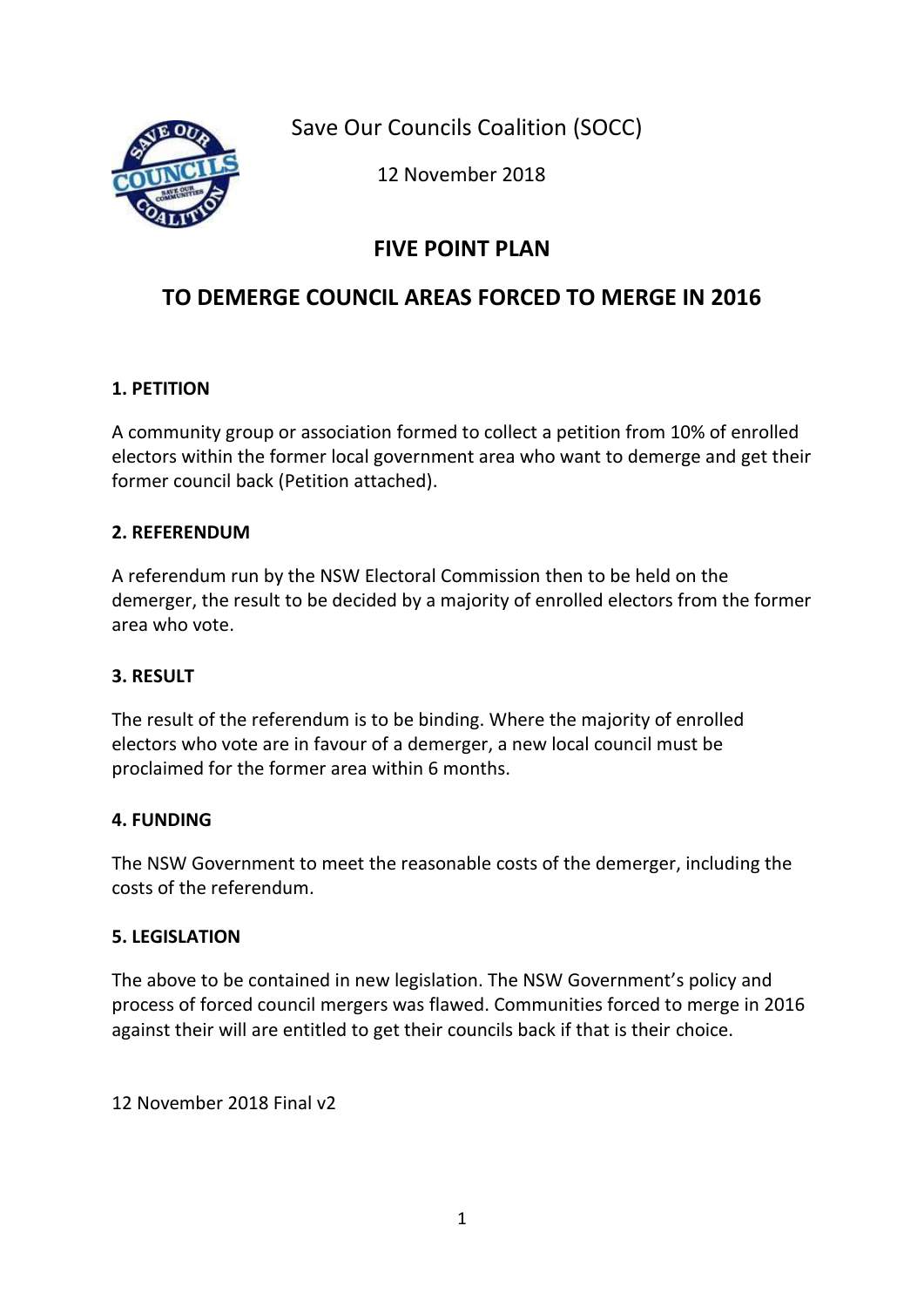Save Our Councils Coalition (SOCC)

12 November 2018

# FIVE POINT PLAN

# TO DEMERGE COUNCIL AREAS FORCED TO MERGE IN 2016

### 1. PETITION

A community group or association formed to collect a petition from 10% of enrolled electors within the former local government area who want to demerge and get their former council back (Petition attached).

### 2. REFERENDUM

A referendum run by the NSW Electoral Commission then to be held on the demerger, the result to be decided by a majority of enrolled electors from the former area who vote.

### 3. RESULT

The result of the referendum is to be binding. Where the majority of enrolled electors who vote are in favour of a demerger, a new local council must be proclaimed for the former area within 6 months.

### 4. FUNDING

The NSW Government to meet the reasonable costs of the demerger, including the costs of the referendum.

### 5. LEGISLATION

The above to be contained in new legislation. The NSW Government's policy and process of forced council mergers was flawed. Communities forced to merge in 2016 against their will are entitled to get their councils back if that is their choice.

12 November 2018 Final v2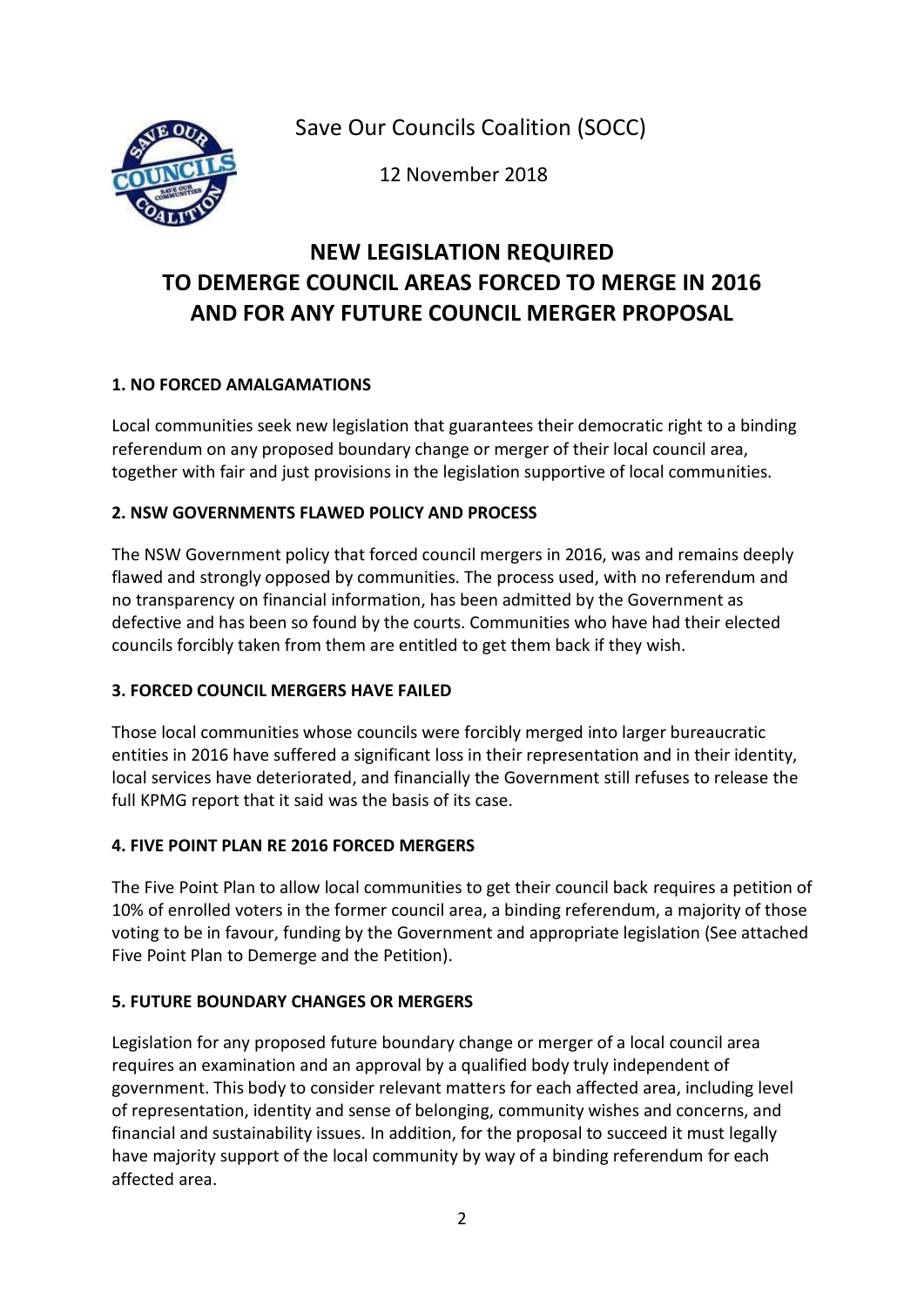Save Our Councils Coalition (SOCC)

12 November 2018

# NEW LEGISLATION REQUIRED TO DEMERGE COUNCIL AREAS FORCED TO MERGE IN 2016 AND FOR ANY FUTURE COUNCIL MERGER PROPOSAL

## 1. NO FORCED AMALGAMATIONS

Local communities seek new legislation that guarantees their democratic right to a binding referendum on any proposed boundary change or merger of their local council area, together with fair and just provisions in the legislation supportive of local communities.

## 2. NSW GOVERNMENTS FLAWED POLICY AND PROCESS

The NSW Government policy that forced council mergers in 2016, was and remains deeply flawed and strongly opposed by communities. The process used, with no referendum and no transparency on financial information, has been admitted by the Government as defective and has been so found by the courts. Communities who have had their elected councils forcibly taken from them are entitled to get them back if they wish.

## 3. FORCED COUNCIL MERGERS HAVE FAILED

Those local communities whose councils were forcibly merged into larger bureaucratic entities in 2016 have suffered a significant loss in their representation and in their identity, local services have deteriorated, and financially the Government still refuses to release the full KPMG report that it said was the basis of its case.

## 4. FIVE POINT PLAN RE 2016 FORCED MERGERS

The Five Point Plan to allow local communities to get their council back requires a petition of 10% of enrolled voters in the former council area, a binding referendum, a majority of those voting to be in favour, funding by the Government and appropriate legislation (See attached Five Point Plan to Demerge and the Petition).

## 5. FUTURE BOUNDARY CHANGES OR MERGERS

Legislation for any proposed future boundary change or merger of a local council area requires an examination and an approval by a qualified body truly independent of government. This body to consider relevant matters for each affected area, including level of representation, identity and sense of belonging, community wishes and concerns, and financial and sustainability issues. In addition, for the proposal to succeed it must legally have majority support of the local community by way of a binding referendum for each affected area.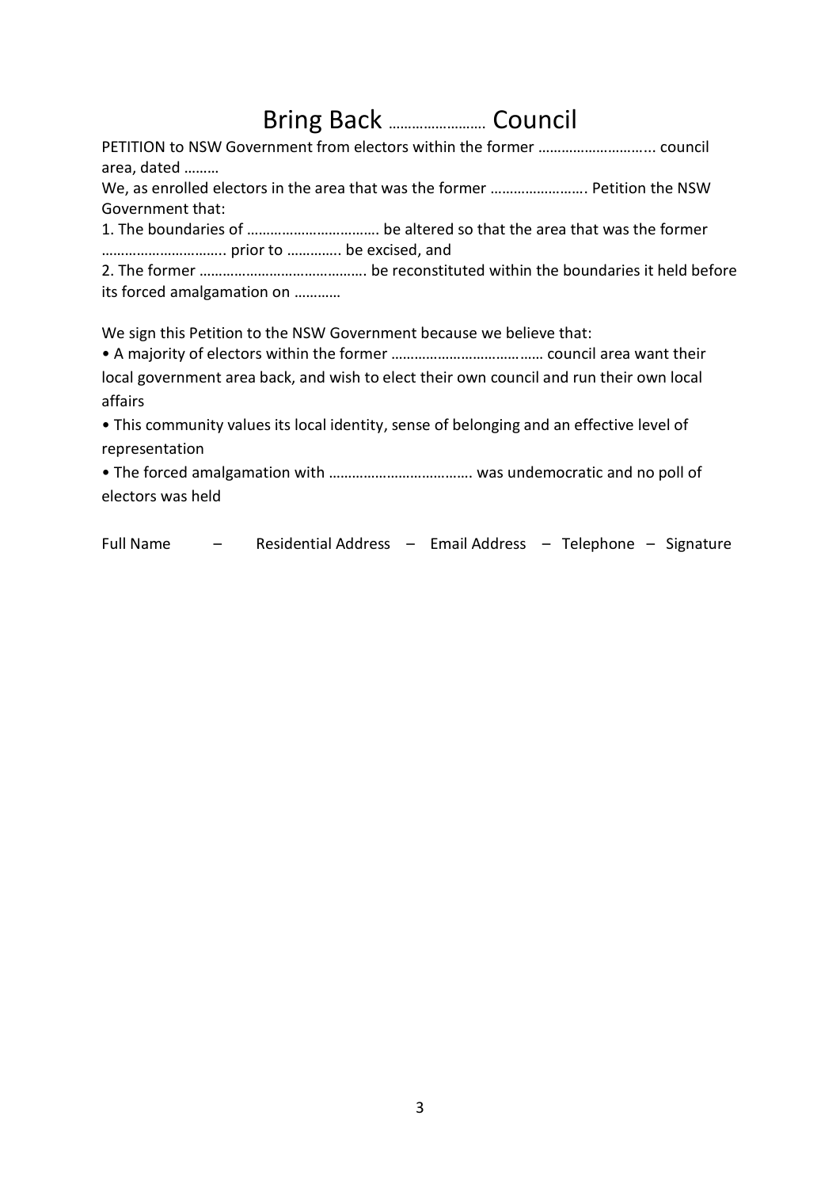# Bring Back …………………… Council

PETITION to NSW Government from electors within the former ………………………... council area, dated ………

We, as enrolled electors in the area that was the former ……………………. Petition the NSW Government that:

1. The boundaries of ……………………………. be altered so that the area that was the former ………………………….. prior to …………. be excised, and
2. The former ……………………………………. be reconstituted within the boundaries it held before its forced amalgamation on …………

We sign this Petition to the NSW Government because we believe that:

- A majority of electors within the former ……………………………… council area want their local government area back, and wish to elect their own council and run their own local affairs
- This community values its local identity, sense of belonging and an effective level of representation
- The forced amalgamation with ………………………………. was undemocratic and no poll of electors was held

Full Name – Residential Address – Email Address – Telephone – Signature